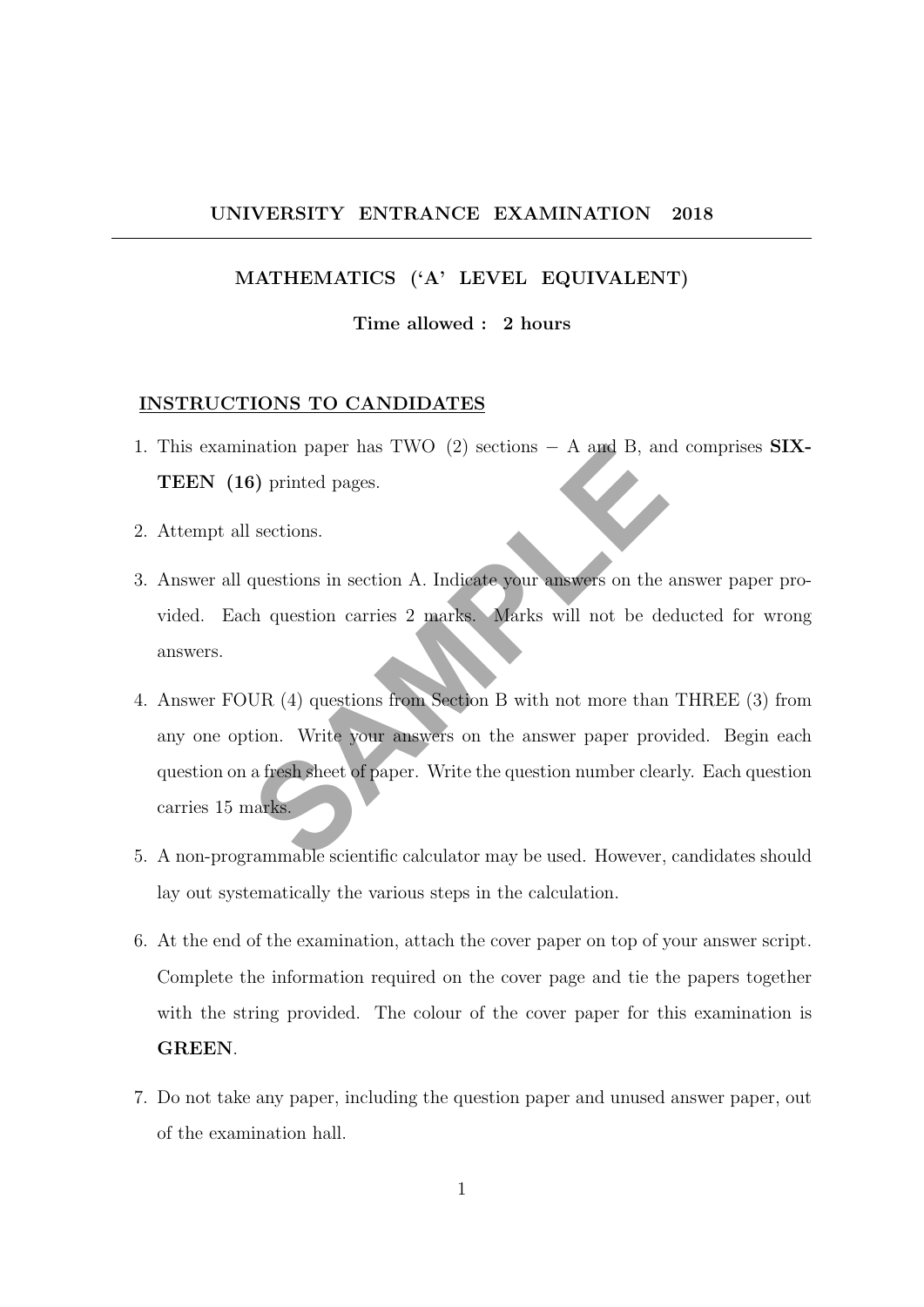# UNIVERSITY ENTRANCE EXAMINATION 2018

## MATHEMATICS ('A' LEVEL EQUIVALENT)

**Time allowed : 2 hours**

### INSTRUCTIONS TO CANDIDATES

1. This examination paper has TWO (2) sections − A and B, and comprises **SIXTEEN (16)** printed pages.

2. Attempt all sections.

3. Answer all questions in section A. Indicate your answers on the answer paper provided. Each question carries 2 marks. Marks will not be deducted for wrong answers.

4. Answer FOUR (4) questions from Section B with not more than THREE (3) from any one option. Write your answers on the answer paper provided. Begin each question on a fresh sheet of paper. Write the question number clearly. Each question carries 15 marks.

5. A non-programmable scientific calculator may be used. However, candidates should lay out systematically the various steps in the calculation.

6. At the end of the examination, attach the cover paper on top of your answer script. Complete the information required on the cover page and tie the papers together with the string provided. The colour of the cover paper for this examination is **GREEN**.

7. Do not take any paper, including the question paper and unused answer paper, out of the examination hall.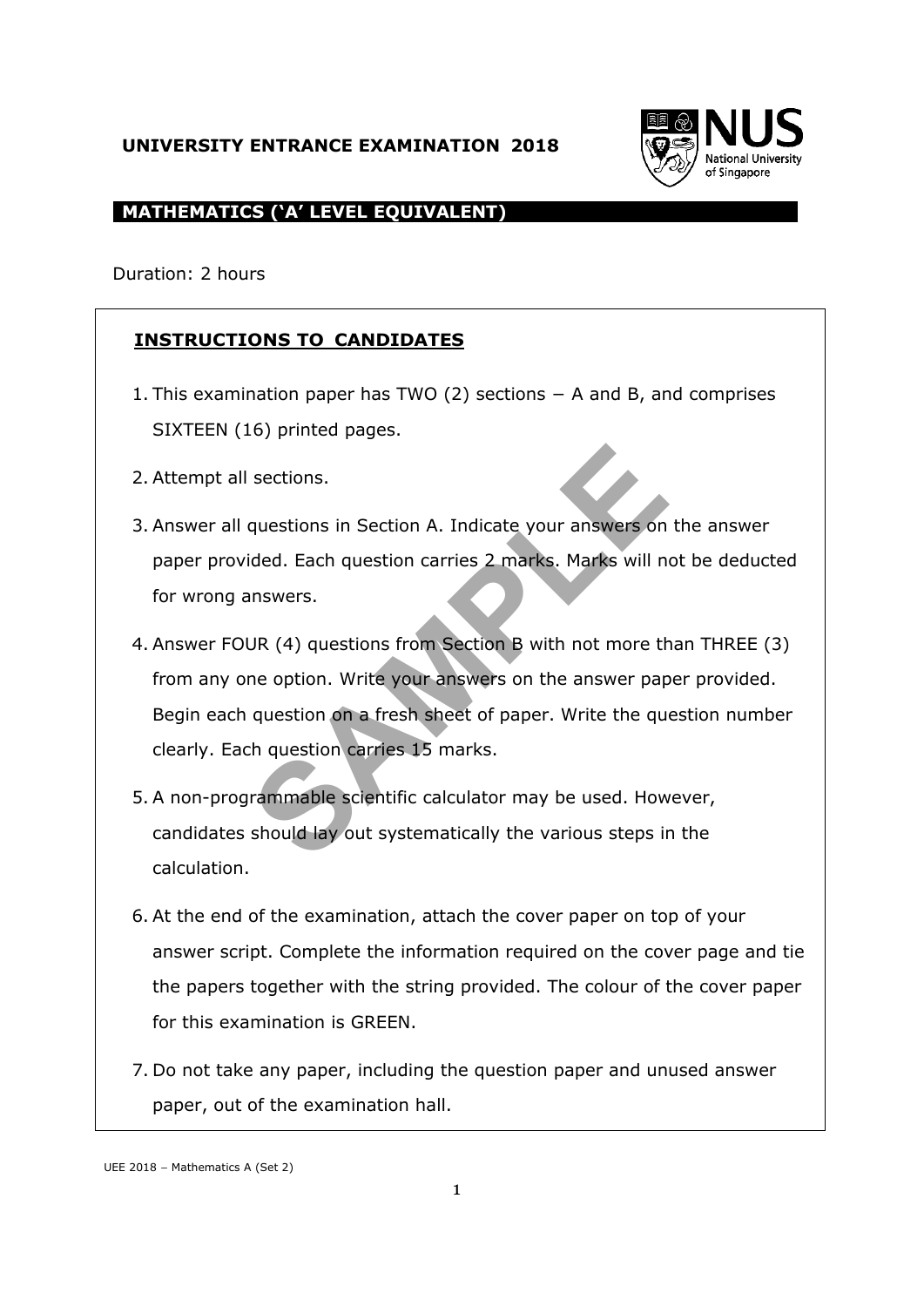**UNIVERSITY ENTRANCE EXAMINATION 2018**

**MATHEMATICS ('A' LEVEL EQUIVALENT)**

Duration: 2 hours

## INSTRUCTIONS TO CANDIDATES

1. This examination paper has TWO (2) sections − A and B, and comprises SIXTEEN (16) printed pages.
2. Attempt all sections.
3. Answer all questions in Section A. Indicate your answers on the answer paper provided. Each question carries 2 marks. Marks will not be deducted for wrong answers.
4. Answer FOUR (4) questions from Section B with not more than THREE (3) from any one option. Write your answers on the answer paper provided. Begin each question on a fresh sheet of paper. Write the question number clearly. Each question carries 15 marks.
5. A non-programmable scientific calculator may be used. However, candidates should lay out systematically the various steps in the calculation.
6. At the end of the examination, attach the cover paper on top of your answer script. Complete the information required on the cover page and tie the papers together with the string provided. The colour of the cover paper for this examination is GREEN.
7. Do not take any paper, including the question paper and unused answer paper, out of the examination hall.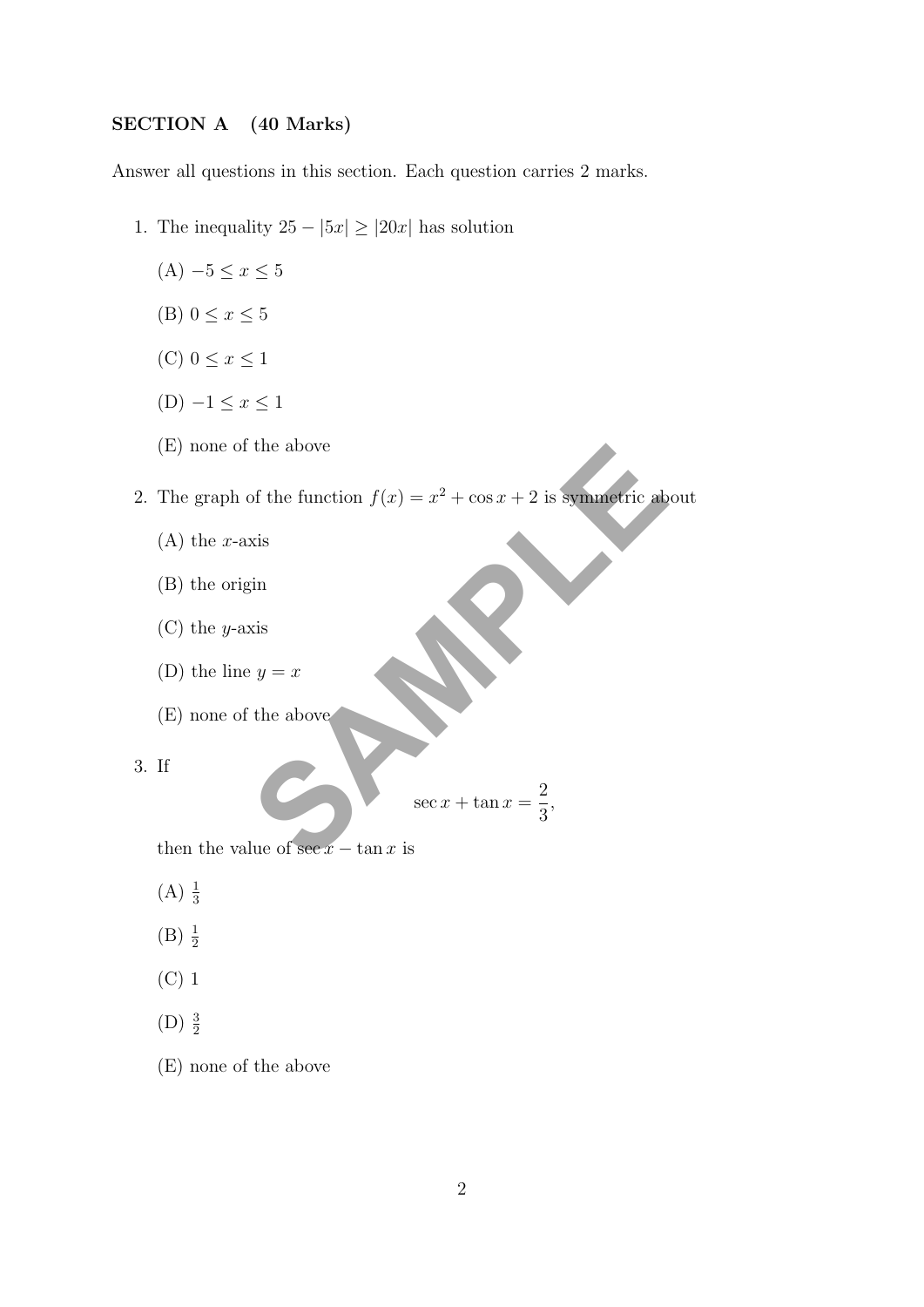**SECTION A (40 Marks)**

Answer all questions in this section. Each question carries 2 marks.

1. The inequality $25 - |5x| \geq |20x|$ has solution

   (A) $-5 \leq x \leq 5$

   (B) $0 \leq x \leq 5$

   (C) $0 \leq x \leq 1$

   (D) $-1 \leq x \leq 1$

   (E) none of the above

2. The graph of the function $f(x) = x^2 + \cos x + 2$ is symmetric about

   (A) the $x$-axis

   (B) the origin

   (C) the $y$-axis

   (D) the line $y = x$

   (E) none of the above

3. If

$$\sec x + \tan x = \frac{2}{3},$$

   then the value of $\sec x - \tan x$ is

   (A) $\frac{1}{3}$

   (B) $\frac{1}{2}$

   (C) 1

   (D) $\frac{3}{2}$

   (E) none of the above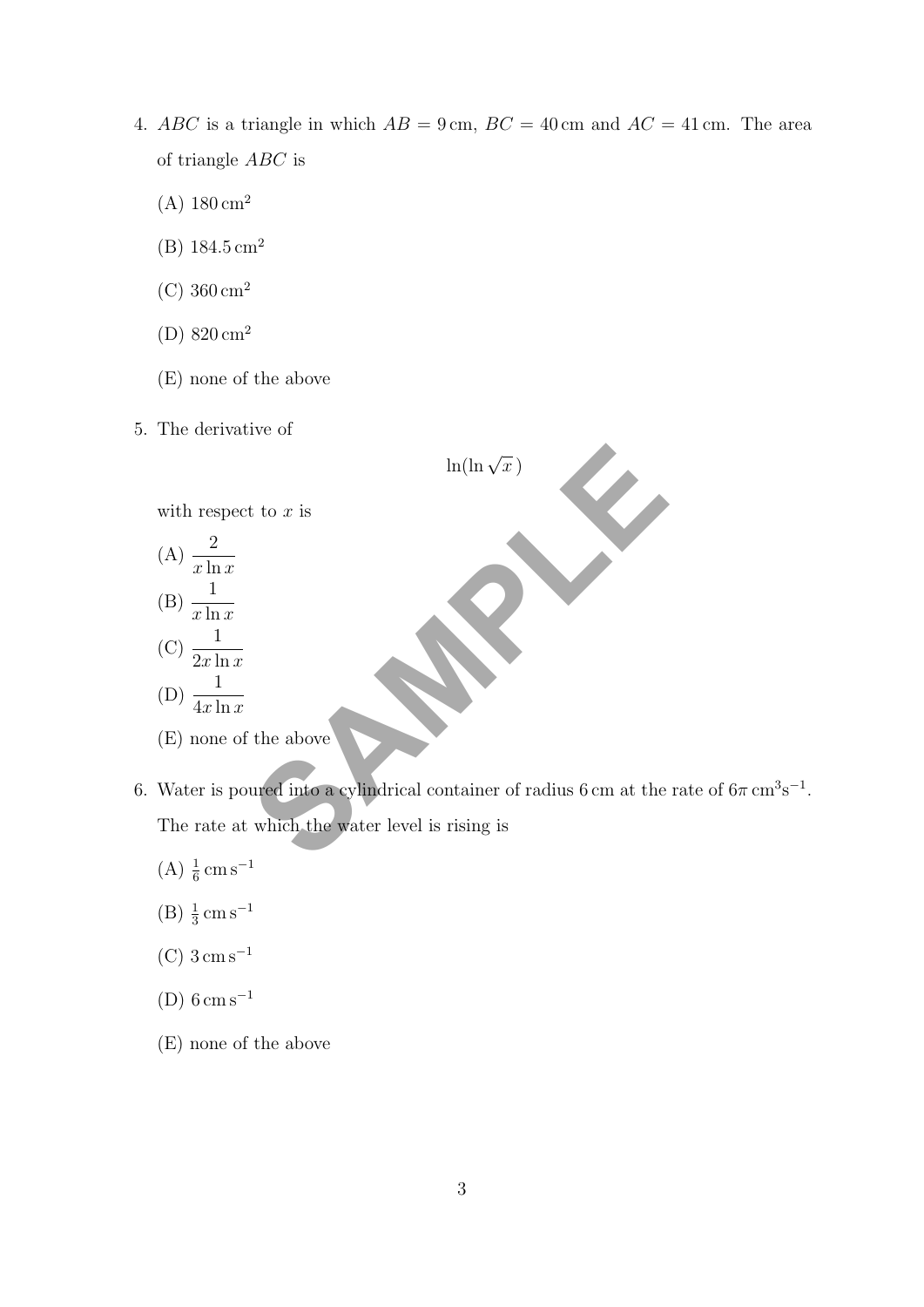4. $ABC$ is a triangle in which $AB = 9\,\text{cm}$, $BC = 40\,\text{cm}$ and $AC = 41\,\text{cm}$. The area of triangle $ABC$ is

   (A) $180\,\text{cm}^2$

   (B) $184.5\,\text{cm}^2$

   (C) $360\,\text{cm}^2$

   (D) $820\,\text{cm}^2$

   (E) none of the above

5. The derivative of

$$\ln(\ln \sqrt{x}\,)$$

   with respect to $x$ is

   (A) $\dfrac{2}{x \ln x}$

   (B) $\dfrac{1}{x \ln x}$

   (C) $\dfrac{1}{2x \ln x}$

   (D) $\dfrac{1}{4x \ln x}$

   (E) none of the above

6. Water is poured into a cylindrical container of radius $6\,\text{cm}$ at the rate of $6\pi\,\text{cm}^3\text{s}^{-1}$. The rate at which the water level is rising is

   (A) $\frac{1}{6}\,\text{cm}\,\text{s}^{-1}$

   (B) $\frac{1}{3}\,\text{cm}\,\text{s}^{-1}$

   (C) $3\,\text{cm}\,\text{s}^{-1}$

   (D) $6\,\text{cm}\,\text{s}^{-1}$

   (E) none of the above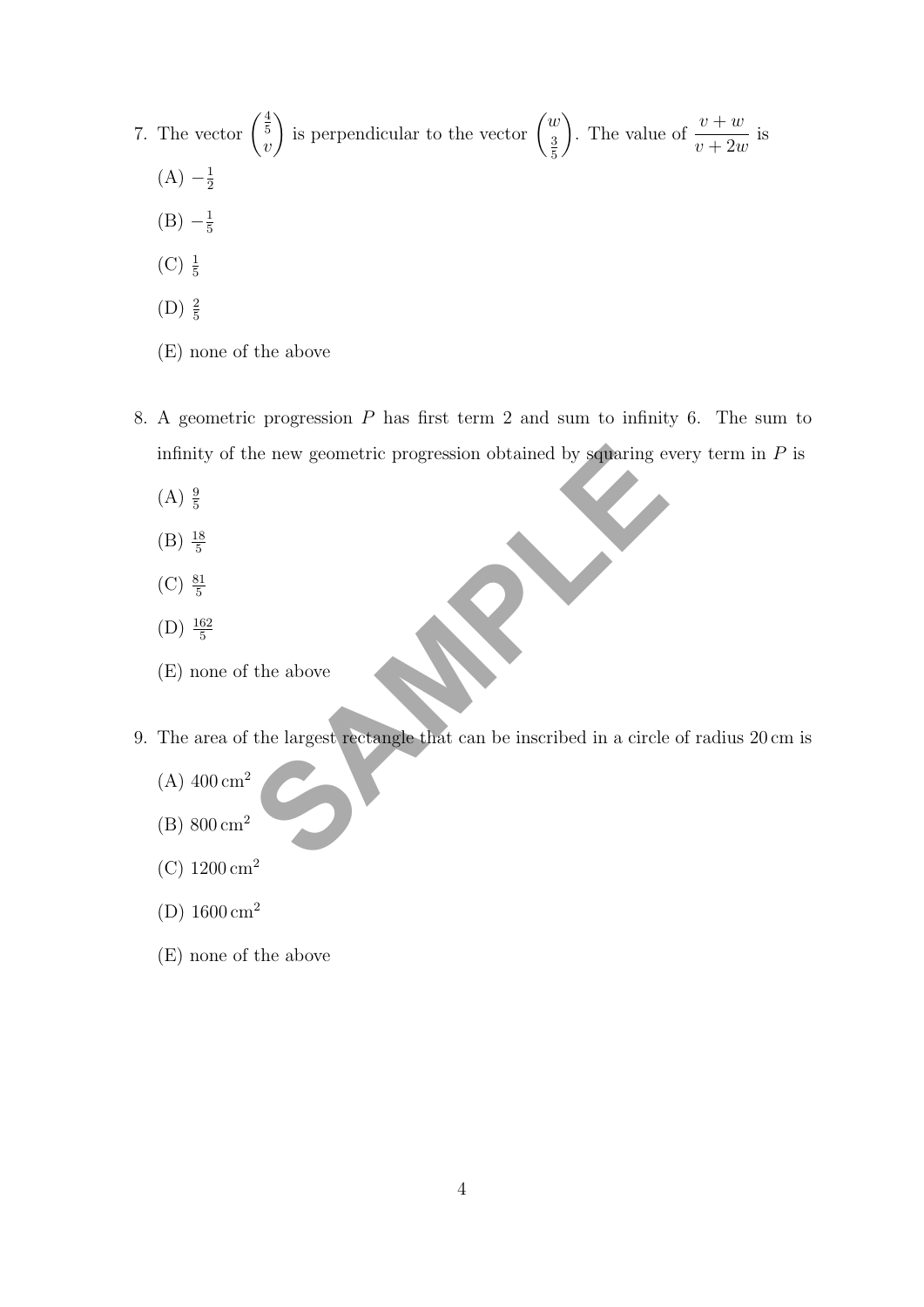7. The vector $\begin{pmatrix} \frac{4}{5} \\ v \end{pmatrix}$ is perpendicular to the vector $\begin{pmatrix} w \\ \frac{3}{5} \end{pmatrix}$. The value of $\dfrac{v+w}{v+2w}$ is

   (A) $-\frac{1}{2}$

   (B) $-\frac{1}{5}$

   (C) $\frac{1}{5}$

   (D) $\frac{2}{5}$

   (E) none of the above

8. A geometric progression $P$ has first term 2 and sum to infinity 6. The sum to infinity of the new geometric progression obtained by squaring every term in $P$ is

   (A) $\frac{9}{5}$

   (B) $\frac{18}{5}$

   (C) $\frac{81}{5}$

   (D) $\frac{162}{5}$

   (E) none of the above

9. The area of the largest rectangle that can be inscribed in a circle of radius 20 cm is

   (A) $400\,\text{cm}^2$

   (B) $800\,\text{cm}^2$

   (C) $1200\,\text{cm}^2$

   (D) $1600\,\text{cm}^2$

   (E) none of the above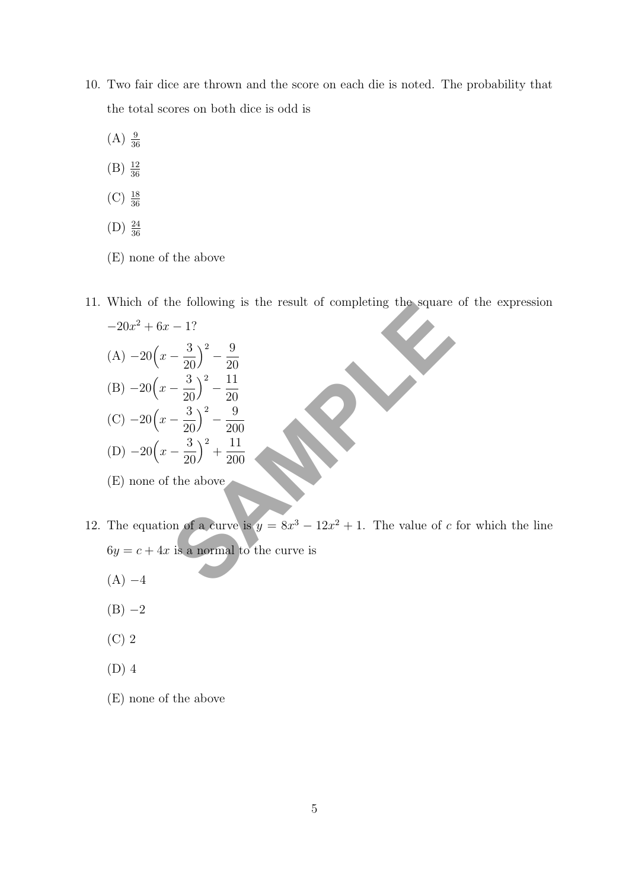10. Two fair dice are thrown and the score on each die is noted. The probability that the total scores on both dice is odd is

    (A) $\frac{9}{36}$

    (B) $\frac{12}{36}$

    (C) $\frac{18}{36}$

    (D) $\frac{24}{36}$

    (E) none of the above

11. Which of the following is the result of completing the square of the expression $-20x^2 + 6x - 1$?

    (A) $-20\Big(x - \dfrac{3}{20}\Big)^2 - \dfrac{9}{20}$

    (B) $-20\Big(x - \dfrac{3}{20}\Big)^2 - \dfrac{11}{20}$

    (C) $-20\Big(x - \dfrac{3}{20}\Big)^2 - \dfrac{9}{200}$

    (D) $-20\Big(x - \dfrac{3}{20}\Big)^2 + \dfrac{11}{200}$

    (E) none of the above

12. The equation of a curve is $y = 8x^3 - 12x^2 + 1$. The value of $c$ for which the line $6y = c + 4x$ is a normal to the curve is

    (A) $-4$

    (B) $-2$

    (C) 2

    (D) 4

    (E) none of the above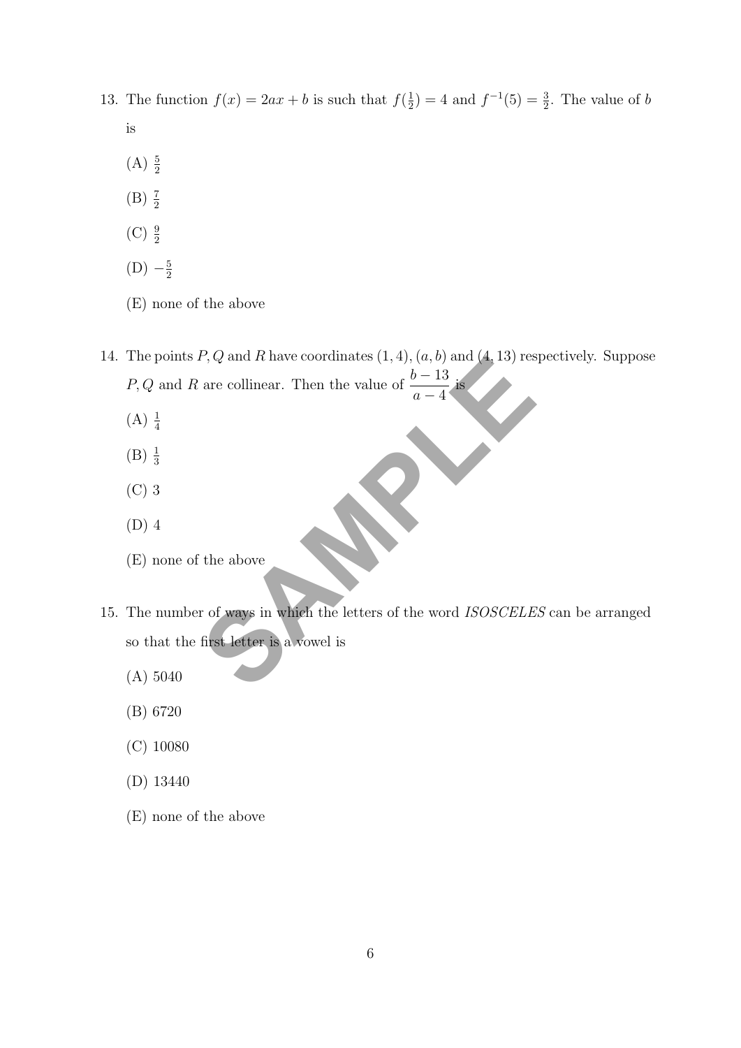13. The function $f(x) = 2ax + b$ is such that $f(\frac{1}{2}) = 4$ and $f^{-1}(5) = \frac{3}{2}$. The value of $b$ is

    (A) $\frac{5}{2}$

    (B) $\frac{7}{2}$

    (C) $\frac{9}{2}$

    (D) $-\frac{5}{2}$

    (E) none of the above

14. The points $P, Q$ and $R$ have coordinates $(1, 4)$, $(a, b)$ and $(4, 13)$ respectively. Suppose $P, Q$ and $R$ are collinear. Then the value of $\dfrac{b-13}{a-4}$ is

    (A) $\frac{1}{4}$

    (B) $\frac{1}{3}$

    (C) 3

    (D) 4

    (E) none of the above

15. The number of ways in which the letters of the word *ISOSCELES* can be arranged so that the first letter is a vowel is

    (A) 5040

    (B) 6720

    (C) 10080

    (D) 13440

    (E) none of the above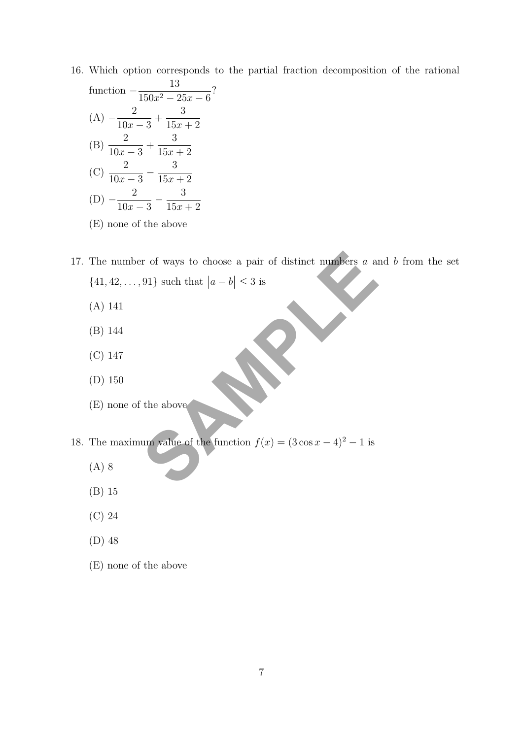16. Which option corresponds to the partial fraction decomposition of the rational function $-\dfrac{13}{150x^2 - 25x - 6}$?

    (A) $-\dfrac{2}{10x-3} + \dfrac{3}{15x+2}$

    (B) $\dfrac{2}{10x-3} + \dfrac{3}{15x+2}$

    (C) $\dfrac{2}{10x-3} - \dfrac{3}{15x+2}$

    (D) $-\dfrac{2}{10x-3} - \dfrac{3}{15x+2}$

    (E) none of the above

17. The number of ways to choose a pair of distinct numbers $a$ and $b$ from the set $\{41, 42, \ldots, 91\}$ such that $|a - b| \leq 3$ is

    (A) 141

    (B) 144

    (C) 147

    (D) 150

    (E) none of the above

18. The maximum value of the function $f(x) = (3\cos x - 4)^2 - 1$ is

    (A) 8

    (B) 15

    (C) 24

    (D) 48

    (E) none of the above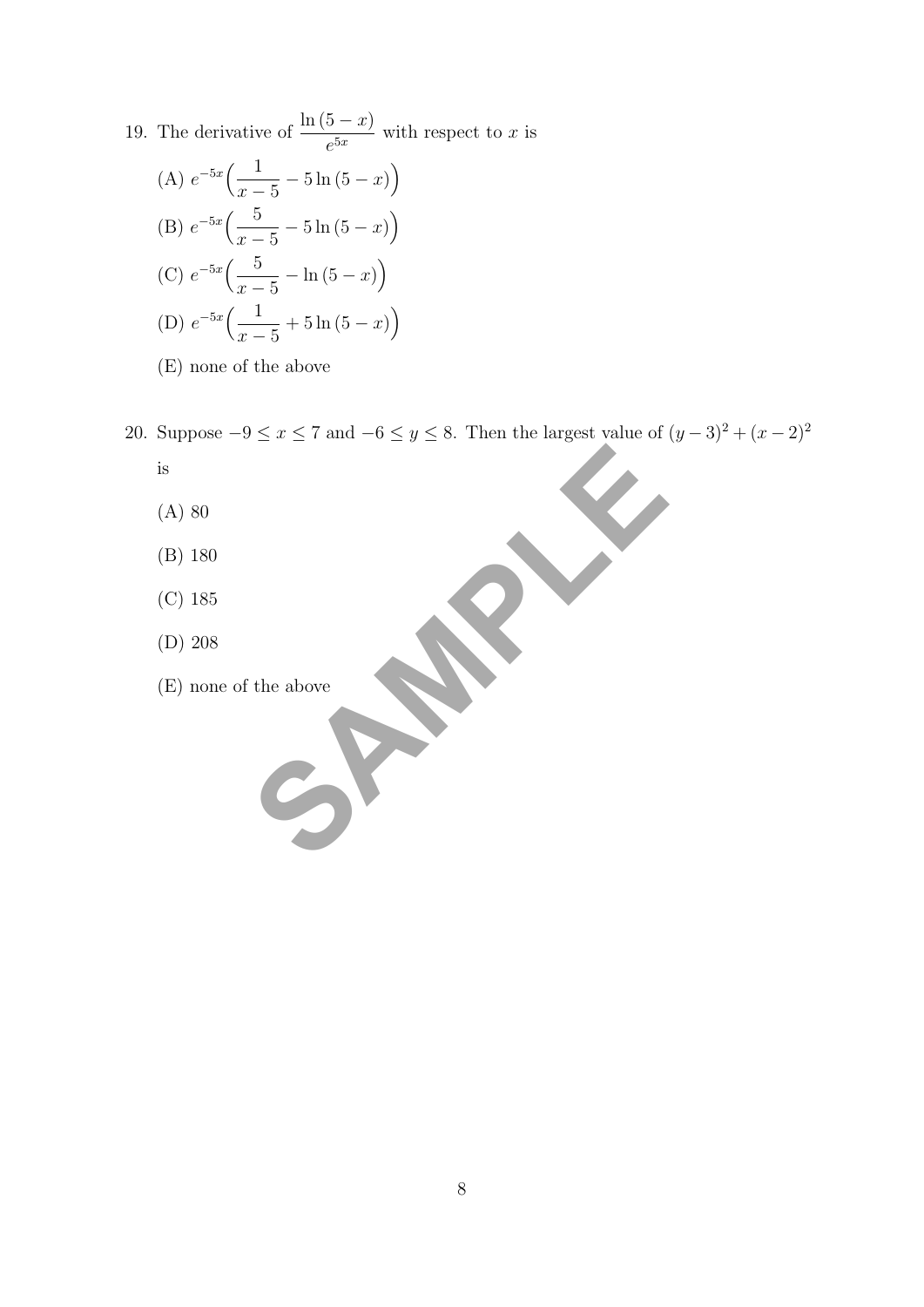19. The derivative of $\dfrac{\ln(5-x)}{e^{5x}}$ with respect to $x$ is

 (A) $e^{-5x}\Big(\dfrac{1}{x-5} - 5\ln(5-x)\Big)$

 (B) $e^{-5x}\Big(\dfrac{5}{x-5} - 5\ln(5-x)\Big)$

 (C) $e^{-5x}\Big(\dfrac{5}{x-5} - \ln(5-x)\Big)$

 (D) $e^{-5x}\Big(\dfrac{1}{x-5} + 5\ln(5-x)\Big)$

 (E) none of the above

20. Suppose $-9 \leq x \leq 7$ and $-6 \leq y \leq 8$. Then the largest value of $(y-3)^2 + (x-2)^2$ is

 (A) 80

 (B) 180

 (C) 185

 (D) 208

 (E) none of the above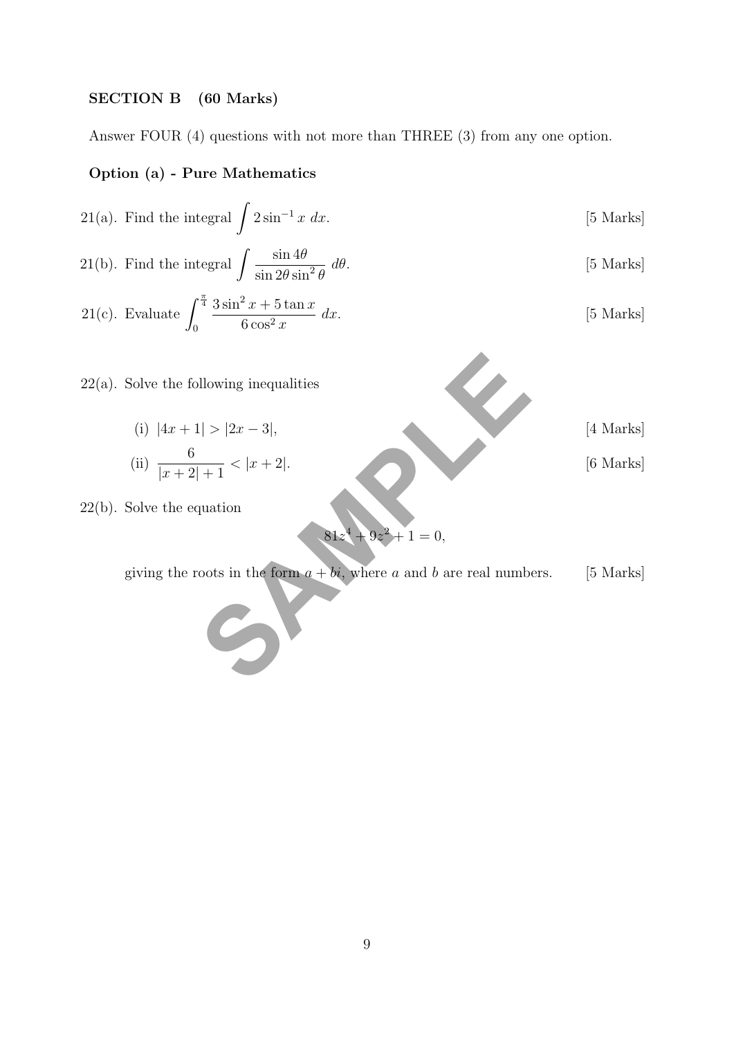**SECTION B (60 Marks)**

Answer FOUR (4) questions with not more than THREE (3) from any one option.

**Option (a) - Pure Mathematics**

21(a). Find the integral $\int 2\sin^{-1} x \; dx$. [5 Marks]

21(b). Find the integral $\int \dfrac{\sin 4\theta}{\sin 2\theta \sin^2 \theta} \; d\theta$. [5 Marks]

21(c). Evaluate $\int_0^{\frac{\pi}{4}} \dfrac{3\sin^2 x + 5\tan x}{6\cos^2 x} \; dx$. [5 Marks]

22(a). Solve the following inequalities

(i) $|4x + 1| > |2x - 3|$, [4 Marks]

(ii) $\dfrac{6}{|x+2| + 1} < |x + 2|$. [6 Marks]

22(b). Solve the equation

$$81z^4 + 9z^2 + 1 = 0,$$

giving the roots in the form $a + bi$, where $a$ and $b$ are real numbers. [5 Marks]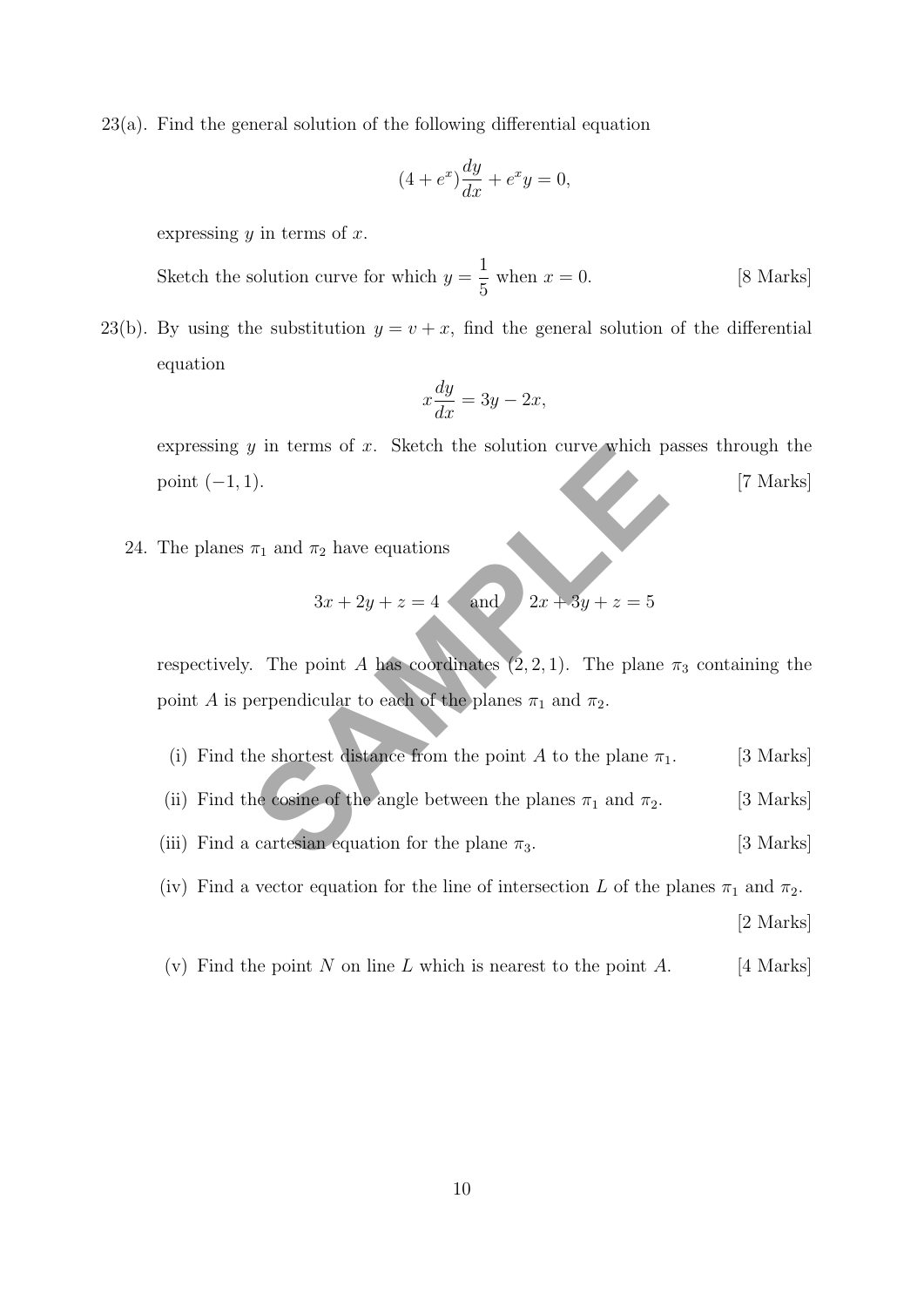23(a). Find the general solution of the following differential equation

$$(4 + e^x)\frac{dy}{dx} + e^x y = 0,$$

expressing $y$ in terms of $x$.

Sketch the solution curve for which $y = \dfrac{1}{5}$ when $x = 0$. [8 Marks]

23(b). By using the substitution $y = v + x$, find the general solution of the differential equation

$$x\frac{dy}{dx} = 3y - 2x,$$

expressing $y$ in terms of $x$. Sketch the solution curve which passes through the point $(-1, 1)$. [7 Marks]

24. The planes $\pi_1$ and $\pi_2$ have equations

$$3x + 2y + z = 4 \quad \text{and} \quad 2x + 3y + z = 5$$

respectively. The point $A$ has coordinates $(2, 2, 1)$. The plane $\pi_3$ containing the point $A$ is perpendicular to each of the planes $\pi_1$ and $\pi_2$.

(i) Find the shortest distance from the point $A$ to the plane $\pi_1$. [3 Marks]

(ii) Find the cosine of the angle between the planes $\pi_1$ and $\pi_2$. [3 Marks]

(iii) Find a cartesian equation for the plane $\pi_3$. [3 Marks]

(iv) Find a vector equation for the line of intersection $L$ of the planes $\pi_1$ and $\pi_2$. [2 Marks]

(v) Find the point $N$ on line $L$ which is nearest to the point $A$. [4 Marks]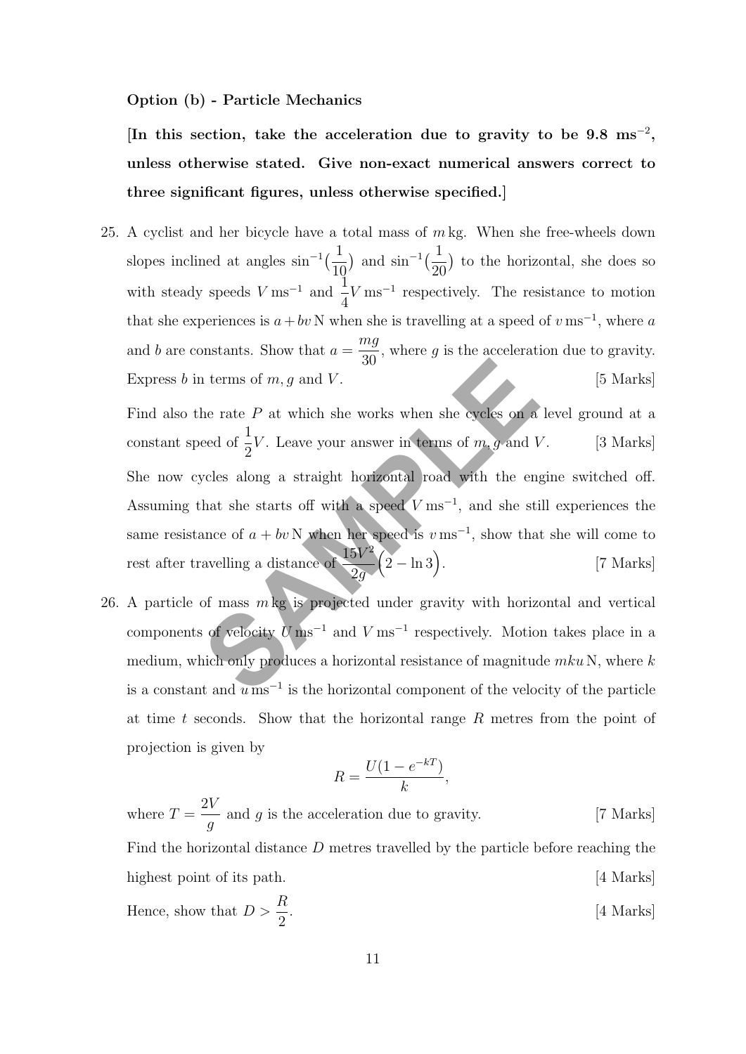**Option (b) - Particle Mechanics**

**[In this section, take the acceleration due to gravity to be 9.8 $ms^{-2}$, unless otherwise stated. Give non-exact numerical answers correct to three significant figures, unless otherwise specified.]**

25. A cyclist and her bicycle have a total mass of $m$ kg. When she free-wheels down slopes inclined at angles $\sin^{-1}(\frac{1}{10})$ and $\sin^{-1}(\frac{1}{20})$ to the horizontal, she does so with steady speeds $V\,\text{ms}^{-1}$ and $\frac{1}{4}V\,\text{ms}^{-1}$ respectively. The resistance to motion that she experiences is $a + bv$ N when she is travelling at a speed of $v\,\text{ms}^{-1}$, where $a$ and $b$ are constants. Show that $a = \frac{mg}{30}$, where $g$ is the acceleration due to gravity. Express $b$ in terms of $m, g$ and $V$. [5 Marks]

    Find also the rate $P$ at which she works when she cycles on a level ground at a constant speed of $\frac{1}{2}V$. Leave your answer in terms of $m, g$ and $V$. [3 Marks]

    She now cycles along a straight horizontal road with the engine switched off. Assuming that she starts off with a speed $V\,\text{ms}^{-1}$, and she still experiences the same resistance of $a + bv$ N when her speed is $v\,\text{ms}^{-1}$, show that she will come to rest after travelling a distance of $\frac{15V^2}{2g}\Big(2 - \ln 3\Big)$. [7 Marks]

26. A particle of mass $m$ kg is projected under gravity with horizontal and vertical components of velocity $U\,\text{ms}^{-1}$ and $V\,\text{ms}^{-1}$ respectively. Motion takes place in a medium, which only produces a horizontal resistance of magnitude $mku$ N, where $k$ is a constant and $u\,\text{ms}^{-1}$ is the horizontal component of the velocity of the particle at time $t$ seconds. Show that the horizontal range $R$ metres from the point of projection is given by

$$R = \frac{U(1 - e^{-kT})}{k},$$

    where $T = \frac{2V}{g}$ and $g$ is the acceleration due to gravity. [7 Marks]

    Find the horizontal distance $D$ metres travelled by the particle before reaching the highest point of its path. [4 Marks]

    Hence, show that $D > \frac{R}{2}$. [4 Marks]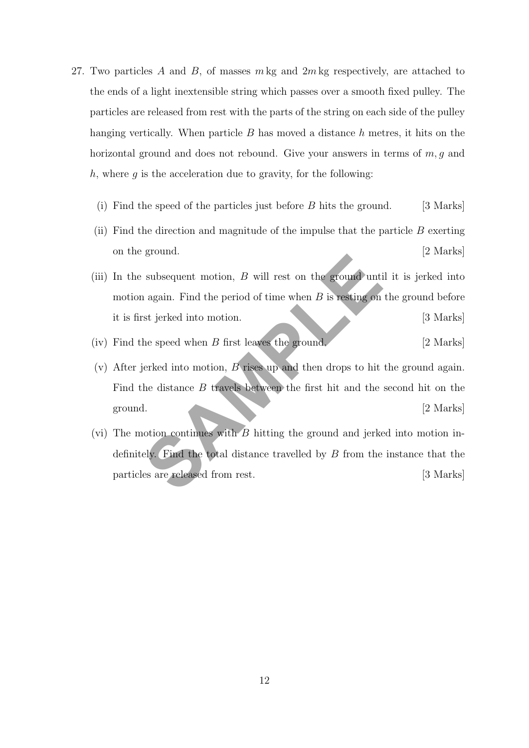27. Two particles $A$ and $B$, of masses $m$ kg and $2m$ kg respectively, are attached to the ends of a light inextensible string which passes over a smooth fixed pulley. The particles are released from rest with the parts of the string on each side of the pulley hanging vertically. When particle $B$ has moved a distance $h$ metres, it hits on the horizontal ground and does not rebound. Give your answers in terms of $m, g$ and $h$, where $g$ is the acceleration due to gravity, for the following:

   (i) Find the speed of the particles just before $B$ hits the ground. [3 Marks]

   (ii) Find the direction and magnitude of the impulse that the particle $B$ exerting on the ground. [2 Marks]

   (iii) In the subsequent motion, $B$ will rest on the ground until it is jerked into motion again. Find the period of time when $B$ is resting on the ground before it is first jerked into motion. [3 Marks]

   (iv) Find the speed when $B$ first leaves the ground. [2 Marks]

   (v) After jerked into motion, $B$ rises up and then drops to hit the ground again. Find the distance $B$ travels between the first hit and the second hit on the ground. [2 Marks]

   (vi) The motion continues with $B$ hitting the ground and jerked into motion indefinitely. Find the total distance travelled by $B$ from the instance that the particles are released from rest. [3 Marks]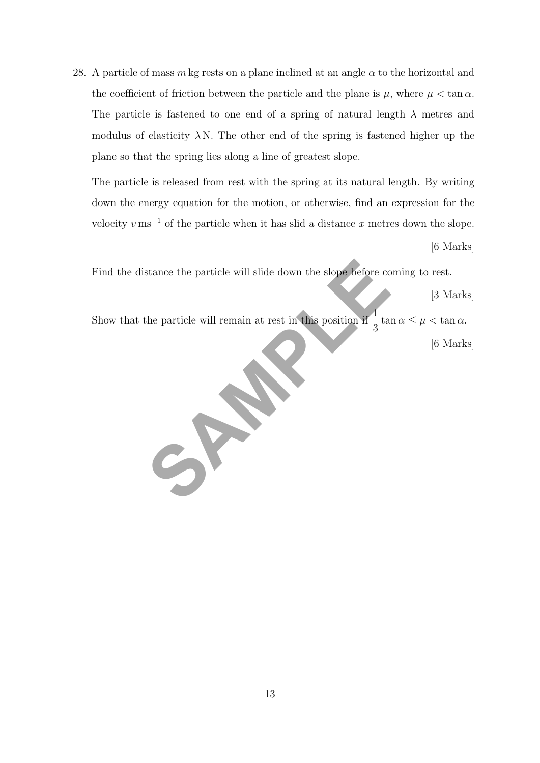28. A particle of mass $m$ kg rests on a plane inclined at an angle $\alpha$ to the horizontal and the coefficient of friction between the particle and the plane is $\mu$, where $\mu < \tan\alpha$. The particle is fastened to one end of a spring of natural length $\lambda$ metres and modulus of elasticity $\lambda$ N. The other end of the spring is fastened higher up the plane so that the spring lies along a line of greatest slope.

    The particle is released from rest with the spring at its natural length. By writing down the energy equation for the motion, or otherwise, find an expression for the velocity $v\,\text{ms}^{-1}$ of the particle when it has slid a distance $x$ metres down the slope.

    [6 Marks]

    Find the distance the particle will slide down the slope before coming to rest.

    [3 Marks]

    Show that the particle will remain at rest in this position if $\frac{1}{3}\tan\alpha \leq \mu < \tan\alpha$.

    [6 Marks]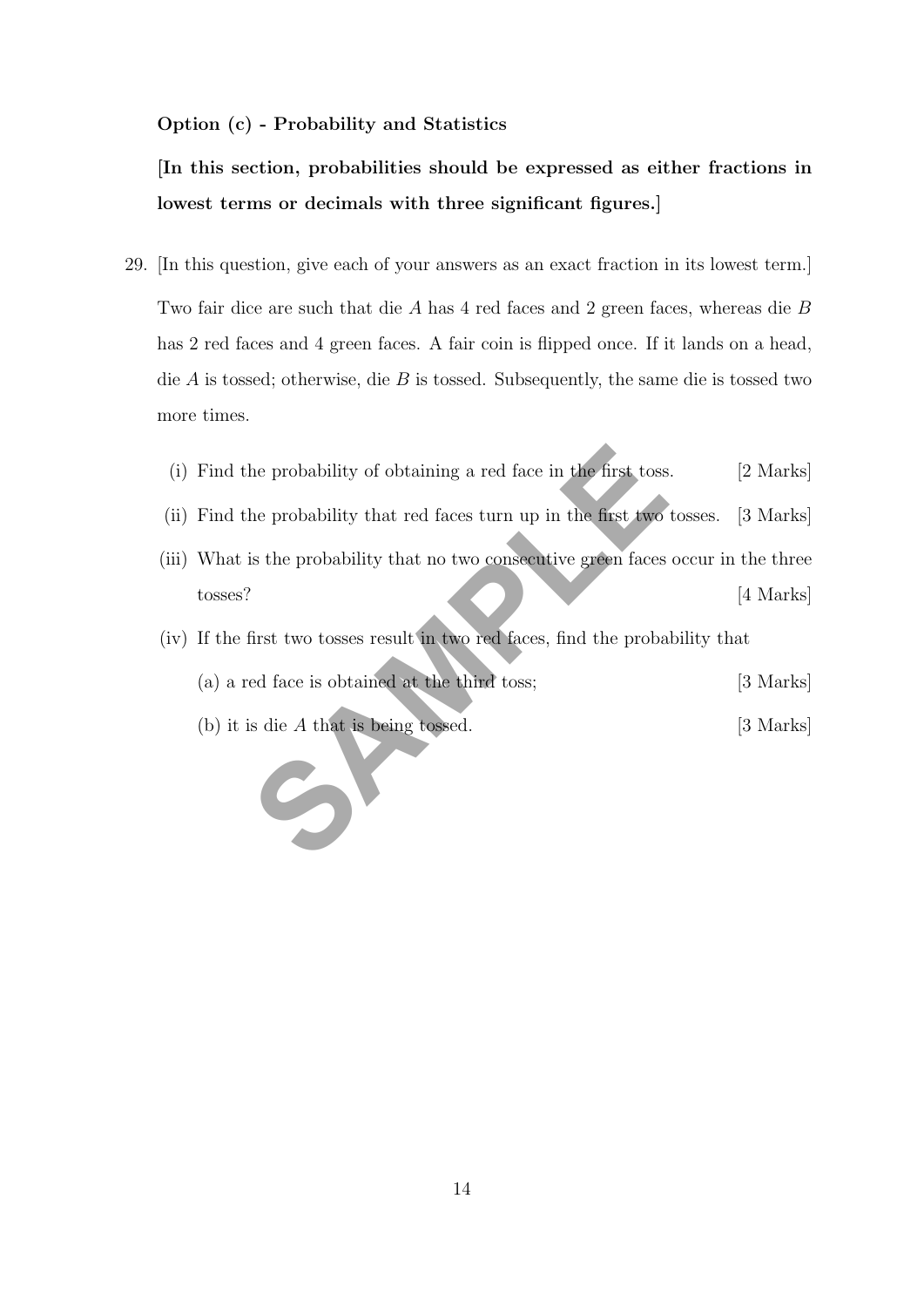**Option (c) - Probability and Statistics**

**[In this section, probabilities should be expressed as either fractions in lowest terms or decimals with three significant figures.]**

29. [In this question, give each of your answers as an exact fraction in its lowest term.]

    Two fair dice are such that die $A$ has 4 red faces and 2 green faces, whereas die $B$ has 2 red faces and 4 green faces. A fair coin is flipped once. If it lands on a head, die $A$ is tossed; otherwise, die $B$ is tossed. Subsequently, the same die is tossed two more times.

    (i) Find the probability of obtaining a red face in the first toss. [2 Marks]

    (ii) Find the probability that red faces turn up in the first two tosses. [3 Marks]

    (iii) What is the probability that no two consecutive green faces occur in the three tosses? [4 Marks]

    (iv) If the first two tosses result in two red faces, find the probability that

    (a) a red face is obtained at the third toss; [3 Marks]

    (b) it is die $A$ that is being tossed. [3 Marks]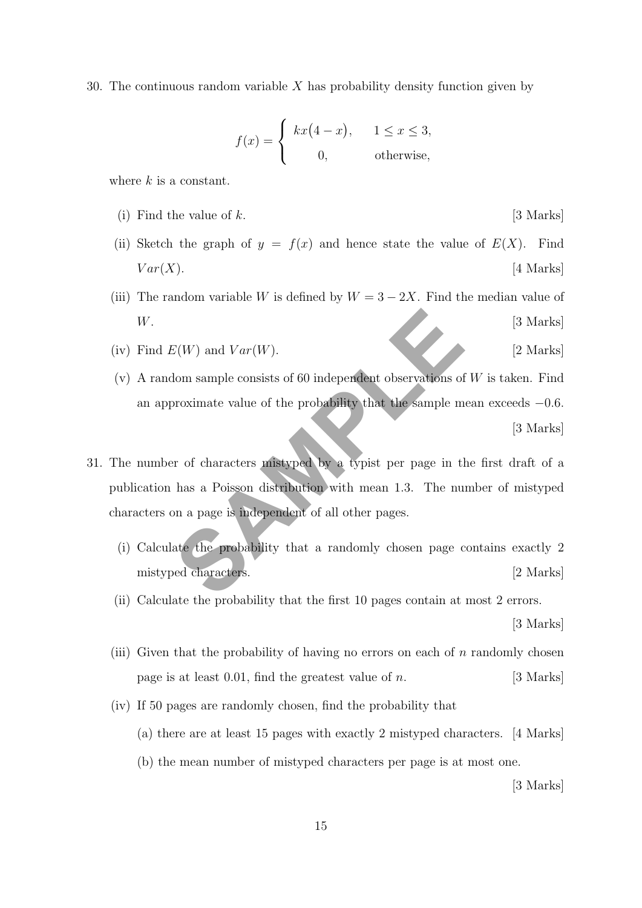30. The continuous random variable $X$ has probability density function given by

$$f(x) = \begin{cases} kx(4-x), & 1 \leq x \leq 3, \\ 0, & \text{otherwise,} \end{cases}$$

where $k$ is a constant.

(i) Find the value of $k$. [3 Marks]

(ii) Sketch the graph of $y = f(x)$ and hence state the value of $E(X)$. Find $Var(X)$. [4 Marks]

(iii) The random variable $W$ is defined by $W = 3 - 2X$. Find the median value of $W$. [3 Marks]

(iv) Find $E(W)$ and $Var(W)$. [2 Marks]

(v) A random sample consists of 60 independent observations of $W$ is taken. Find an approximate value of the probability that the sample mean exceeds $-0.6$. [3 Marks]

31. The number of characters mistyped by a typist per page in the first draft of a publication has a Poisson distribution with mean 1.3. The number of mistyped characters on a page is independent of all other pages.

(i) Calculate the probability that a randomly chosen page contains exactly 2 mistyped characters. [2 Marks]

(ii) Calculate the probability that the first 10 pages contain at most 2 errors. [3 Marks]

(iii) Given that the probability of having no errors on each of $n$ randomly chosen page is at least 0.01, find the greatest value of $n$. [3 Marks]

(iv) If 50 pages are randomly chosen, find the probability that

(a) there are at least 15 pages with exactly 2 mistyped characters. [4 Marks]

(b) the mean number of mistyped characters per page is at most one. [3 Marks]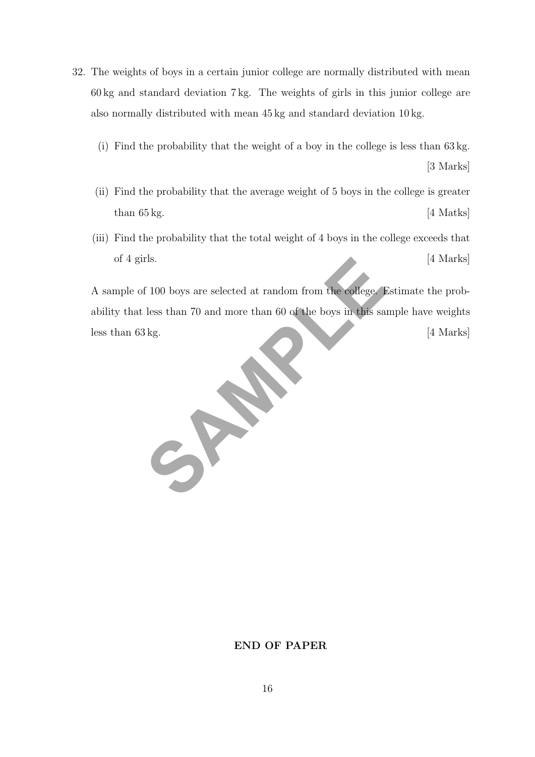32. The weights of boys in a certain junior college are normally distributed with mean 60 kg and standard deviation 7 kg. The weights of girls in this junior college are also normally distributed with mean 45 kg and standard deviation 10 kg.

    (i) Find the probability that the weight of a boy in the college is less than 63 kg. [3 Marks]

    (ii) Find the probability that the average weight of 5 boys in the college is greater than 65 kg. [4 Matks]

    (iii) Find the probability that the total weight of 4 boys in the college exceeds that of 4 girls. [4 Marks]

    A sample of 100 boys are selected at random from the college. Estimate the probability that less than 70 and more than 60 of the boys in this sample have weights less than 63 kg. [4 Marks]

**END OF PAPER**